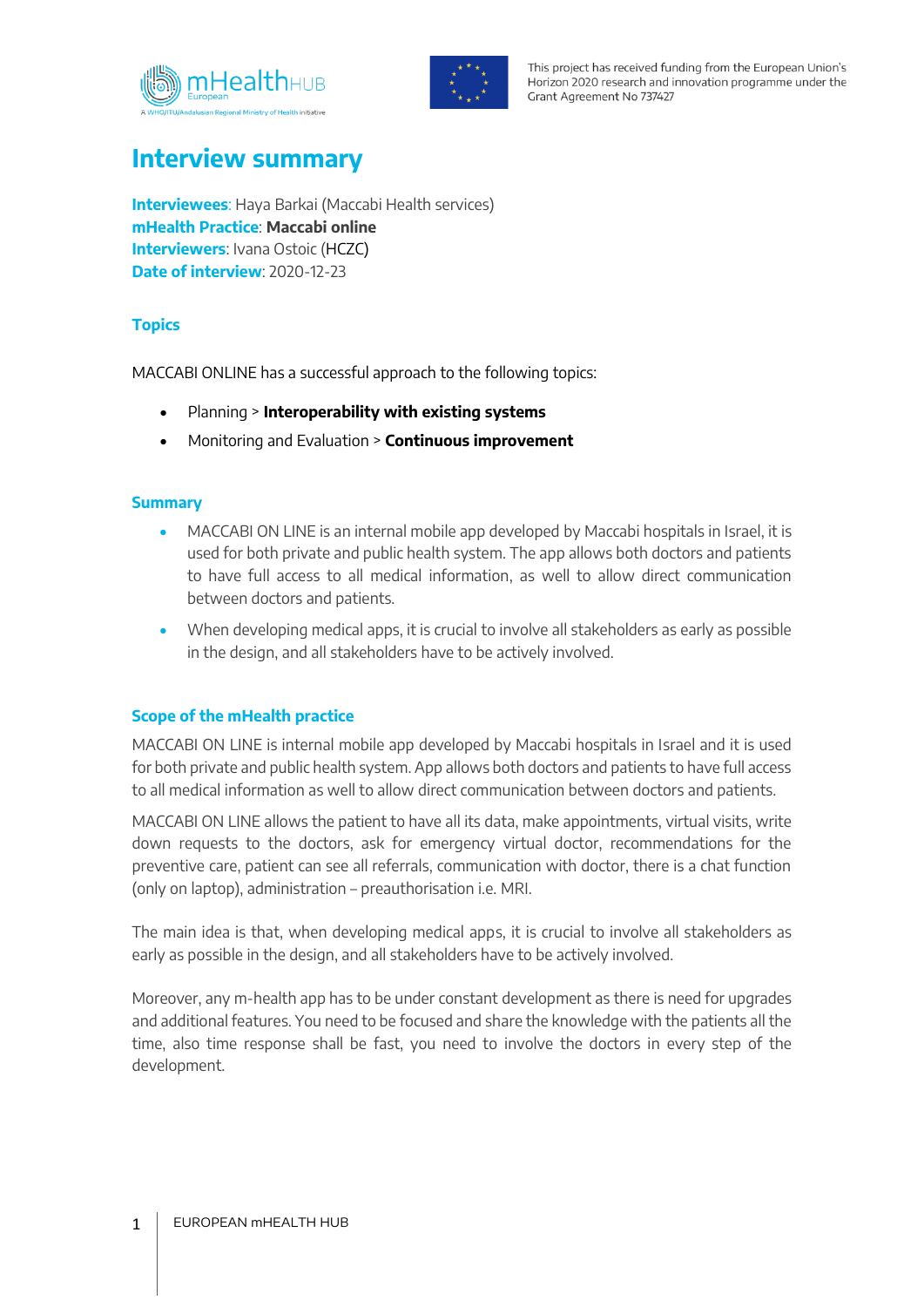# Interview summary

**Interviewees**: Haya Barkai (Maccabi Health services)
**mHealth Practice**: **Maccabi online**
**Interviewers**: Ivana Ostoic (HCZC)
**Date of interview**: 2020-12-23

## Topics

MACCABI ONLINE has a successful approach to the following topics:

- Planning > **Interoperability with existing systems**
- Monitoring and Evaluation > **Continuous improvement**

## Summary

- MACCABI ON LINE is an internal mobile app developed by Maccabi hospitals in Israel, it is used for both private and public health system. The app allows both doctors and patients to have full access to all medical information, as well to allow direct communication between doctors and patients.
- When developing medical apps, it is crucial to involve all stakeholders as early as possible in the design, and all stakeholders have to be actively involved.

## Scope of the mHealth practice

MACCABI ON LINE is internal mobile app developed by Maccabi hospitals in Israel and it is used for both private and public health system. App allows both doctors and patients to have full access to all medical information as well to allow direct communication between doctors and patients.

MACCABI ON LINE allows the patient to have all its data, make appointments, virtual visits, write down requests to the doctors, ask for emergency virtual doctor, recommendations for the preventive care, patient can see all referrals, communication with doctor, there is a chat function (only on laptop), administration – preauthorisation i.e. MRI.

The main idea is that, when developing medical apps, it is crucial to involve all stakeholders as early as possible in the design, and all stakeholders have to be actively involved.

Moreover, any m-health app has to be under constant development as there is need for upgrades and additional features. You need to be focused and share the knowledge with the patients all the time, also time response shall be fast, you need to involve the doctors in every step of the development.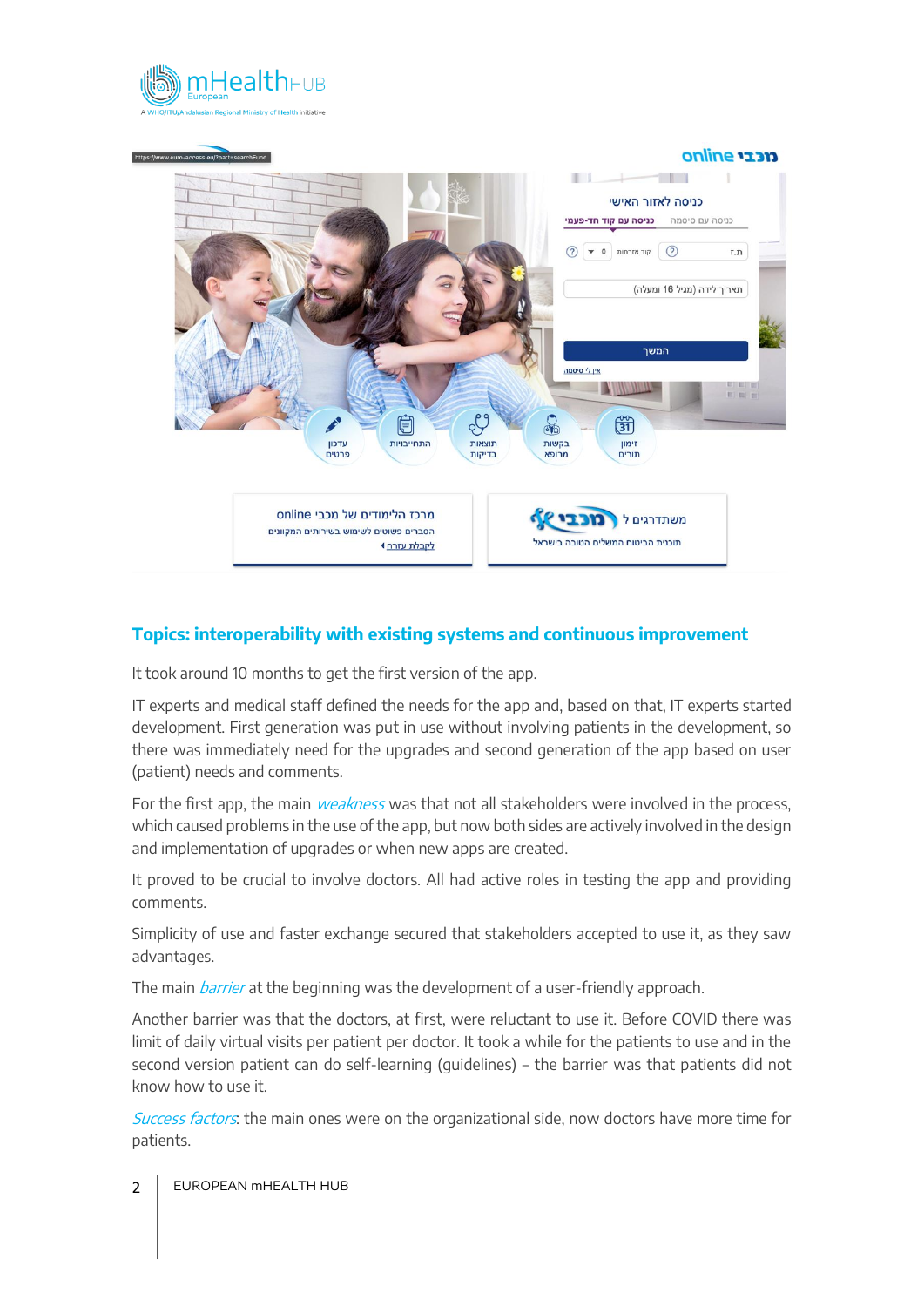## Topics: interoperability with existing systems and continuous improvement

It took around 10 months to get the first version of the app.

IT experts and medical staff defined the needs for the app and, based on that, IT experts started development. First generation was put in use without involving patients in the development, so there was immediately need for the upgrades and second generation of the app based on user (patient) needs and comments.

For the first app, the main *weakness* was that not all stakeholders were involved in the process, which caused problems in the use of the app, but now both sides are actively involved in the design and implementation of upgrades or when new apps are created.

It proved to be crucial to involve doctors. All had active roles in testing the app and providing comments.

Simplicity of use and faster exchange secured that stakeholders accepted to use it, as they saw advantages.

The main *barrier* at the beginning was the development of a user-friendly approach.

Another barrier was that the doctors, at first, were reluctant to use it. Before COVID there was limit of daily virtual visits per patient per doctor. It took a while for the patients to use and in the second version patient can do self-learning (guidelines) – the barrier was that patients did not know how to use it.

*Success factors*: the main ones were on the organizational side, now doctors have more time for patients.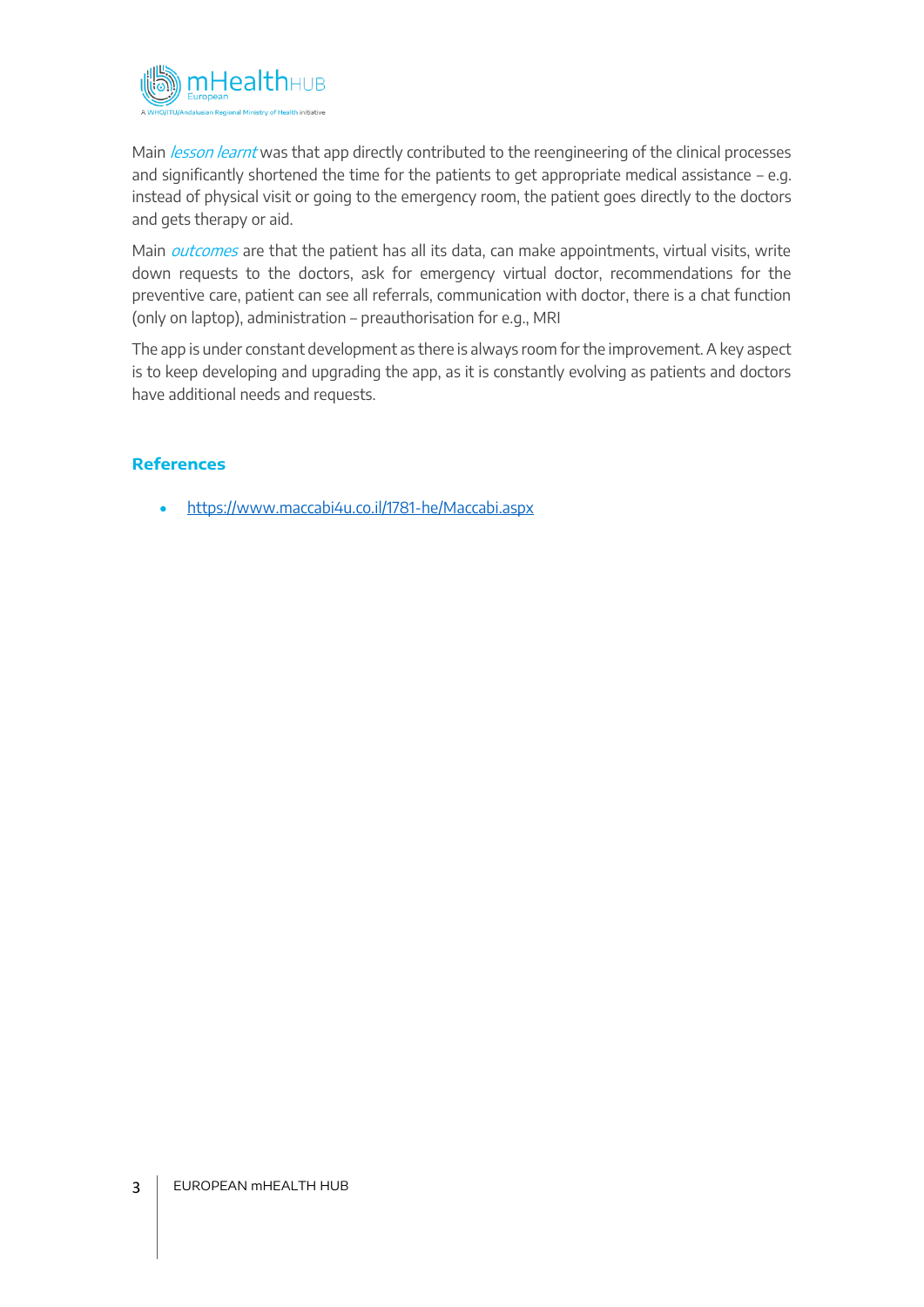Main *lesson learnt* was that app directly contributed to the reengineering of the clinical processes and significantly shortened the time for the patients to get appropriate medical assistance – e.g. instead of physical visit or going to the emergency room, the patient goes directly to the doctors and gets therapy or aid.

Main *outcomes* are that the patient has all its data, can make appointments, virtual visits, write down requests to the doctors, ask for emergency virtual doctor, recommendations for the preventive care, patient can see all referrals, communication with doctor, there is a chat function (only on laptop), administration – preauthorisation for e.g., MRI

The app is under constant development as there is always room for the improvement. A key aspect is to keep developing and upgrading the app, as it is constantly evolving as patients and doctors have additional needs and requests.

## References

- https://www.maccabi4u.co.il/1781-he/Maccabi.aspx